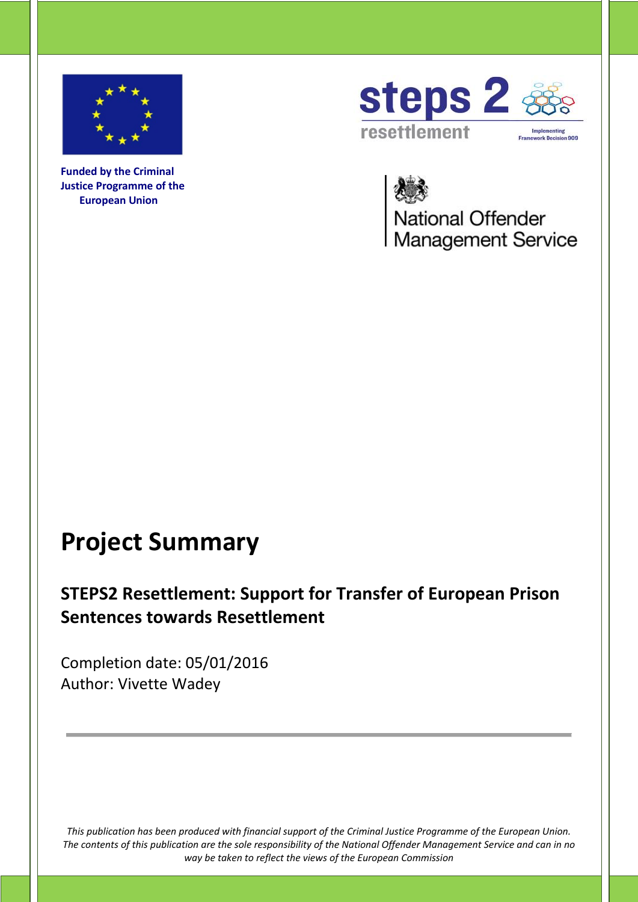Funded by the Criminal Justice Programme of the European Union

steps 2 resettlement

Implementing Framework Decision 909

National Offender Management Service

# Project Summary

## STEPS2 Resettlement: Support for Transfer of European Prison Sentences towards Resettlement

Completion date: 05/01/2016
Author: Vivette Wadey

---

*This publication has been produced with financial support of the Criminal Justice Programme of the European Union. The contents of this publication are the sole responsibility of the National Offender Management Service and can in no way be taken to reflect the views of the European Commission*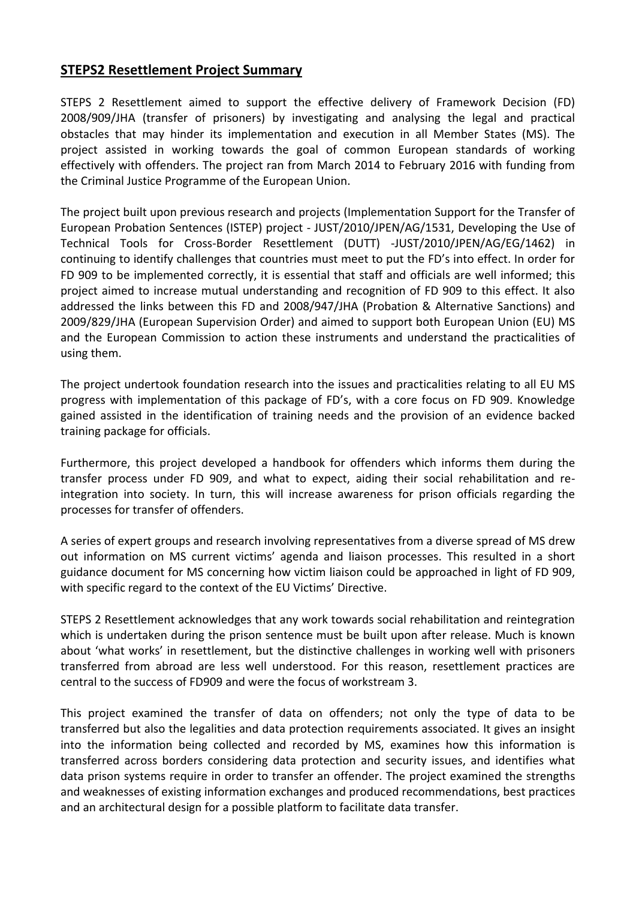## STEPS2 Resettlement Project Summary

STEPS 2 Resettlement aimed to support the effective delivery of Framework Decision (FD) 2008/909/JHA (transfer of prisoners) by investigating and analysing the legal and practical obstacles that may hinder its implementation and execution in all Member States (MS). The project assisted in working towards the goal of common European standards of working effectively with offenders. The project ran from March 2014 to February 2016 with funding from the Criminal Justice Programme of the European Union.

The project built upon previous research and projects (Implementation Support for the Transfer of European Probation Sentences (ISTEP) project - JUST/2010/JPEN/AG/1531, Developing the Use of Technical Tools for Cross-Border Resettlement (DUTT) -JUST/2010/JPEN/AG/EG/1462) in continuing to identify challenges that countries must meet to put the FD's into effect. In order for FD 909 to be implemented correctly, it is essential that staff and officials are well informed; this project aimed to increase mutual understanding and recognition of FD 909 to this effect. It also addressed the links between this FD and 2008/947/JHA (Probation & Alternative Sanctions) and 2009/829/JHA (European Supervision Order) and aimed to support both European Union (EU) MS and the European Commission to action these instruments and understand the practicalities of using them.

The project undertook foundation research into the issues and practicalities relating to all EU MS progress with implementation of this package of FD's, with a core focus on FD 909. Knowledge gained assisted in the identification of training needs and the provision of an evidence backed training package for officials.

Furthermore, this project developed a handbook for offenders which informs them during the transfer process under FD 909, and what to expect, aiding their social rehabilitation and re-integration into society. In turn, this will increase awareness for prison officials regarding the processes for transfer of offenders.

A series of expert groups and research involving representatives from a diverse spread of MS drew out information on MS current victims' agenda and liaison processes. This resulted in a short guidance document for MS concerning how victim liaison could be approached in light of FD 909, with specific regard to the context of the EU Victims' Directive.

STEPS 2 Resettlement acknowledges that any work towards social rehabilitation and reintegration which is undertaken during the prison sentence must be built upon after release. Much is known about 'what works' in resettlement, but the distinctive challenges in working well with prisoners transferred from abroad are less well understood. For this reason, resettlement practices are central to the success of FD909 and were the focus of workstream 3.

This project examined the transfer of data on offenders; not only the type of data to be transferred but also the legalities and data protection requirements associated. It gives an insight into the information being collected and recorded by MS, examines how this information is transferred across borders considering data protection and security issues, and identifies what data prison systems require in order to transfer an offender. The project examined the strengths and weaknesses of existing information exchanges and produced recommendations, best practices and an architectural design for a possible platform to facilitate data transfer.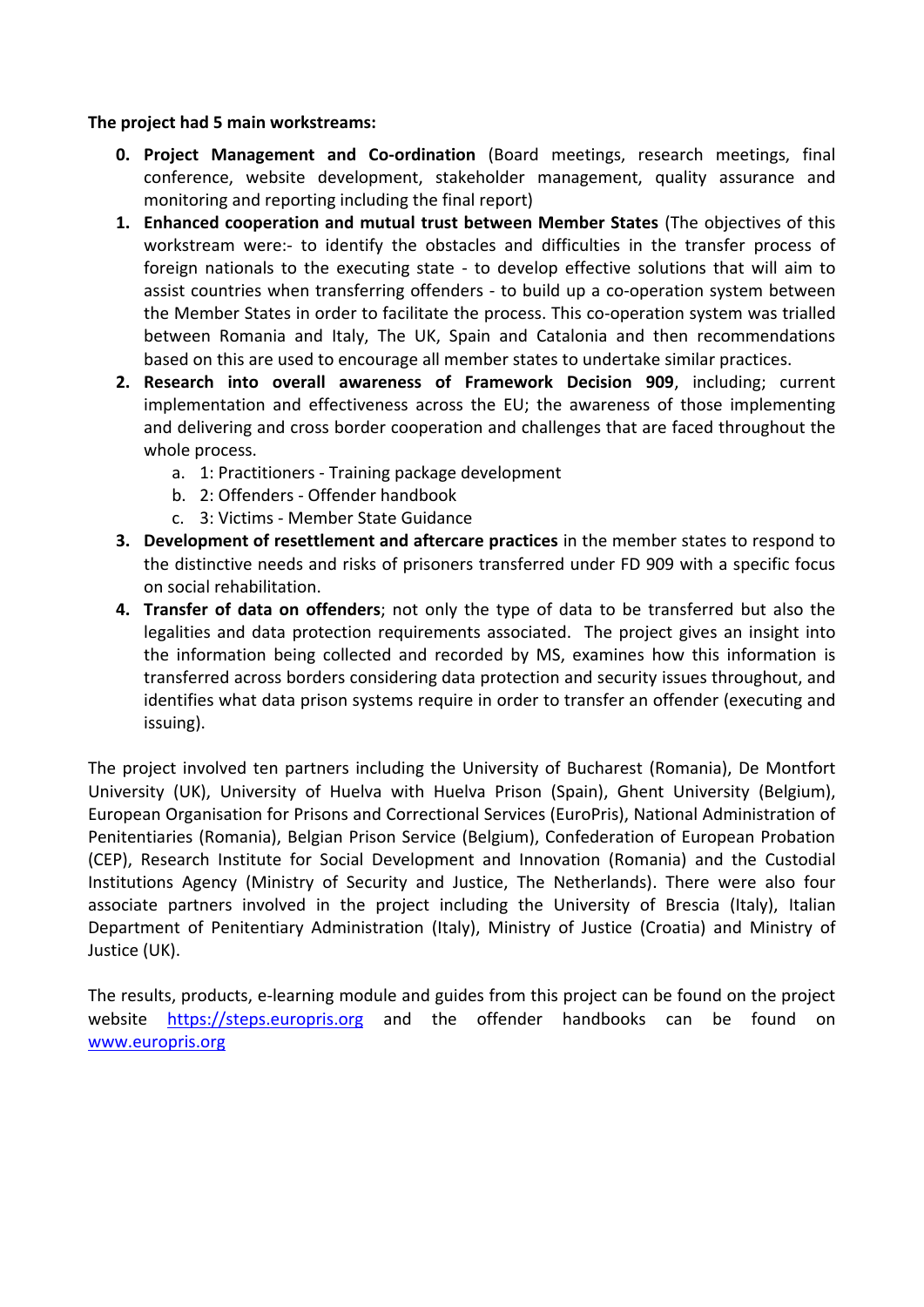**The project had 5 main workstreams:**

0. **Project Management and Co-ordination** (Board meetings, research meetings, final conference, website development, stakeholder management, quality assurance and monitoring and reporting including the final report)
1. **Enhanced cooperation and mutual trust between Member States** (The objectives of this workstream were:- to identify the obstacles and difficulties in the transfer process of foreign nationals to the executing state - to develop effective solutions that will aim to assist countries when transferring offenders - to build up a co-operation system between the Member States in order to facilitate the process. This co-operation system was trialled between Romania and Italy, The UK, Spain and Catalonia and then recommendations based on this are used to encourage all member states to undertake similar practices.
2. **Research into overall awareness of Framework Decision 909**, including; current implementation and effectiveness across the EU; the awareness of those implementing and delivering and cross border cooperation and challenges that are faced throughout the whole process.
   a. 1: Practitioners - Training package development
   b. 2: Offenders - Offender handbook
   c. 3: Victims - Member State Guidance
3. **Development of resettlement and aftercare practices** in the member states to respond to the distinctive needs and risks of prisoners transferred under FD 909 with a specific focus on social rehabilitation.
4. **Transfer of data on offenders**; not only the type of data to be transferred but also the legalities and data protection requirements associated. The project gives an insight into the information being collected and recorded by MS, examines how this information is transferred across borders considering data protection and security issues throughout, and identifies what data prison systems require in order to transfer an offender (executing and issuing).

The project involved ten partners including the University of Bucharest (Romania), De Montfort University (UK), University of Huelva with Huelva Prison (Spain), Ghent University (Belgium), European Organisation for Prisons and Correctional Services (EuroPris), National Administration of Penitentiaries (Romania), Belgian Prison Service (Belgium), Confederation of European Probation (CEP), Research Institute for Social Development and Innovation (Romania) and the Custodial Institutions Agency (Ministry of Security and Justice, The Netherlands). There were also four associate partners involved in the project including the University of Brescia (Italy), Italian Department of Penitentiary Administration (Italy), Ministry of Justice (Croatia) and Ministry of Justice (UK).

The results, products, e-learning module and guides from this project can be found on the project website [https://steps.europris.org](https://steps.europris.org) and the offender handbooks can be found on [www.europris.org](http://www.europris.org)